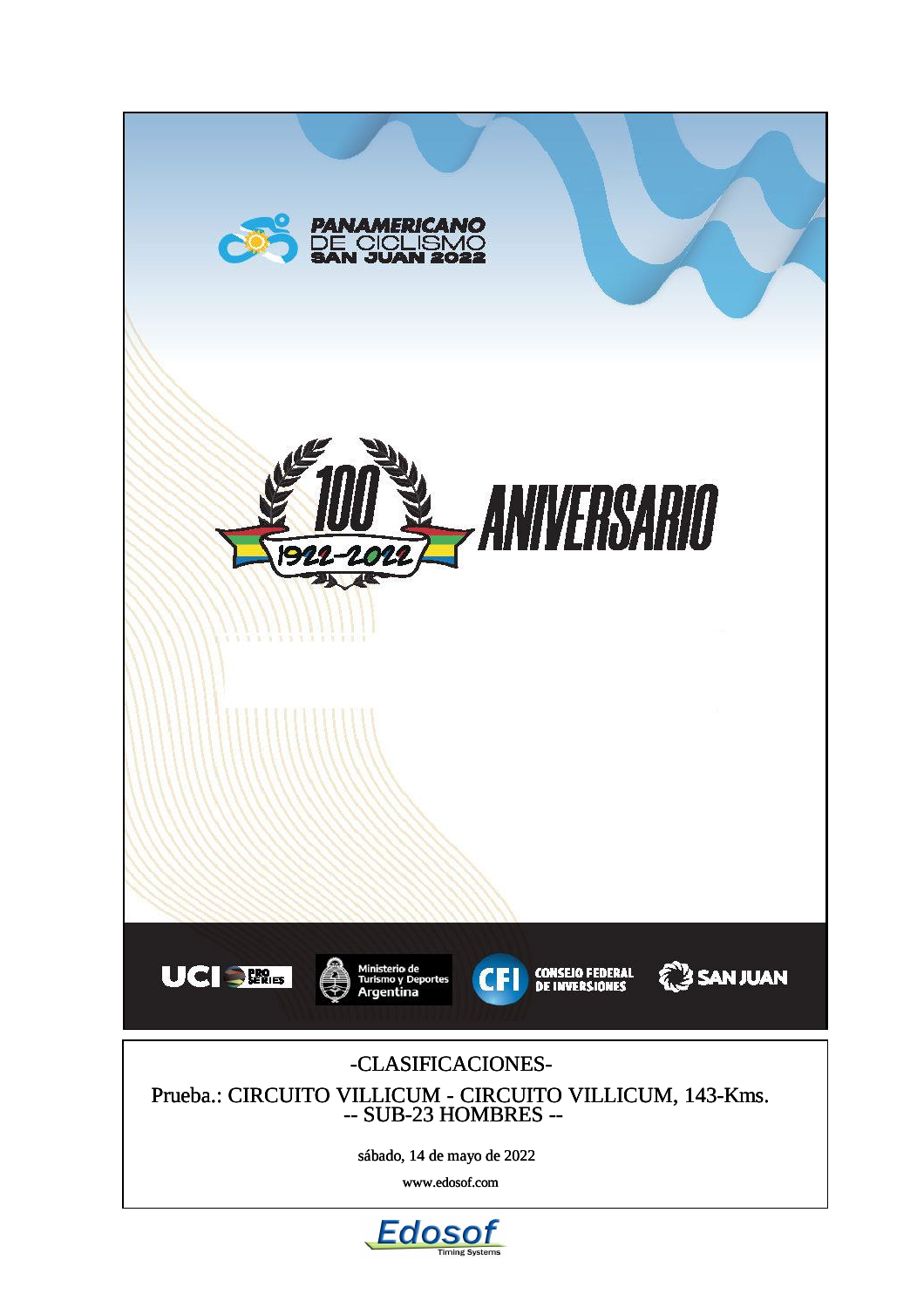PANAMERICANO DE CICLISMO SAN JUAN 2022

100 ANIVERSARIO 1922-2022

UCI PRO SERIES — Ministerio de Turismo y Deportes Argentina — CFI CONSEJO FEDERAL DE INVERSIONES — SAN JUAN

-CLASIFICACIONES-

Prueba.: CIRCUITO VILLICUM - CIRCUITO VILLICUM, 143-Kms.
-- SUB-23 HOMBRES --

sábado, 14 de mayo de 2022

www.edosof.com

Edosof Timing Systems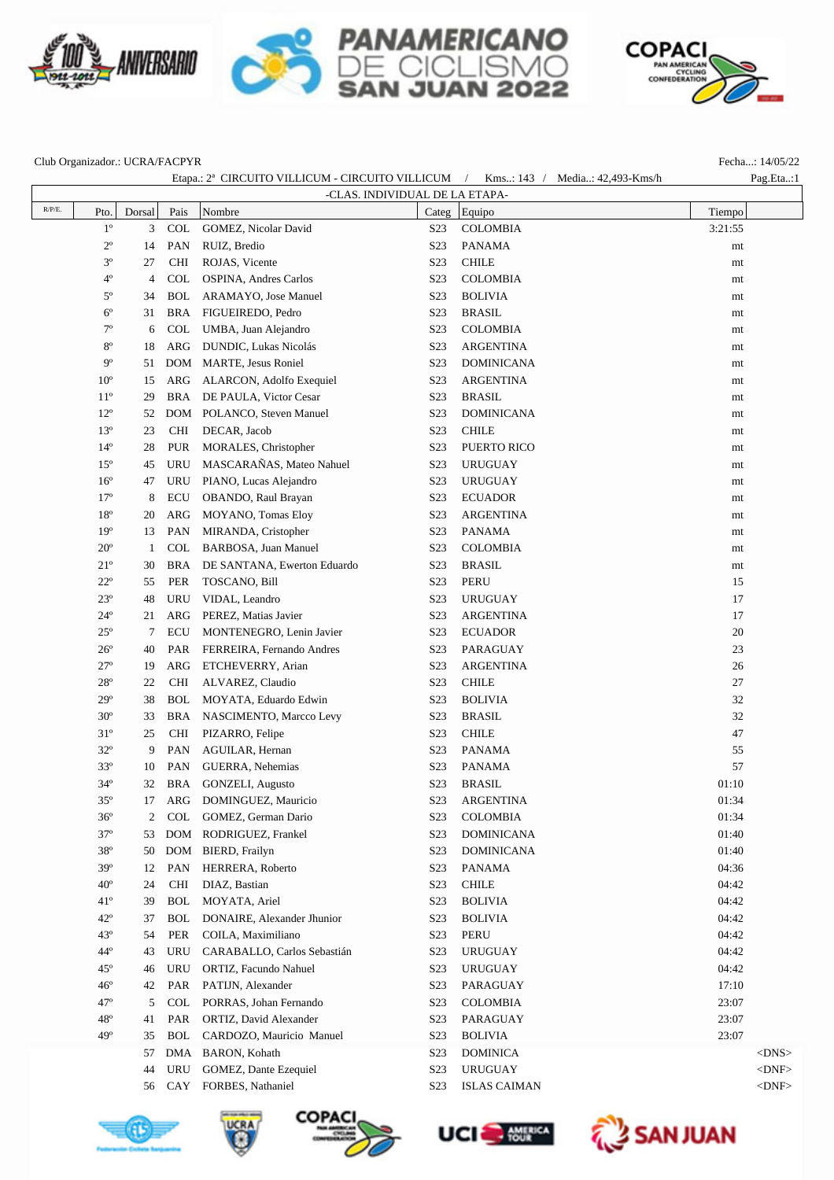Club Organizador.: UCRA/FACPYR

Fecha...: 14/05/22

Etapa.: 2ª CIRCUITO VILLICUM - CIRCUITO VILLICUM / Kms..: 143 / Media..: 42,493-Kms/h

Pag.Eta..:1

-CLAS. INDIVIDUAL DE LA ETAPA-

| R/P/E. | Pto. | Dorsal | Pais | Nombre | Categ | Equipo | Tiempo | |
|---|---|---|---|---|---|---|---|---|
| | 1º | 3 | COL | GOMEZ, Nicolar David | S23 | COLOMBIA | 3:21:55 | |
| | 2º | 14 | PAN | RUIZ, Bredio | S23 | PANAMA | mt | |
| | 3º | 27 | CHI | ROJAS, Vicente | S23 | CHILE | mt | |
| | 4º | 4 | COL | OSPINA, Andres Carlos | S23 | COLOMBIA | mt | |
| | 5º | 34 | BOL | ARAMAYO, Jose Manuel | S23 | BOLIVIA | mt | |
| | 6º | 31 | BRA | FIGUEIREDO, Pedro | S23 | BRASIL | mt | |
| | 7º | 6 | COL | UMBA, Juan Alejandro | S23 | COLOMBIA | mt | |
| | 8º | 18 | ARG | DUNDIC, Lukas Nicolás | S23 | ARGENTINA | mt | |
| | 9º | 51 | DOM | MARTE, Jesus Roniel | S23 | DOMINICANA | mt | |
| | 10º | 15 | ARG | ALARCON, Adolfo Exequiel | S23 | ARGENTINA | mt | |
| | 11º | 29 | BRA | DE PAULA, Victor Cesar | S23 | BRASIL | mt | |
| | 12º | 52 | DOM | POLANCO, Steven Manuel | S23 | DOMINICANA | mt | |
| | 13º | 23 | CHI | DECAR, Jacob | S23 | CHILE | mt | |
| | 14º | 28 | PUR | MORALES, Christopher | S23 | PUERTO RICO | mt | |
| | 15º | 45 | URU | MASCARAÑAS, Mateo Nahuel | S23 | URUGUAY | mt | |
| | 16º | 47 | URU | PIANO, Lucas Alejandro | S23 | URUGUAY | mt | |
| | 17º | 8 | ECU | OBANDO, Raul Brayan | S23 | ECUADOR | mt | |
| | 18º | 20 | ARG | MOYANO, Tomas Eloy | S23 | ARGENTINA | mt | |
| | 19º | 13 | PAN | MIRANDA, Cristopher | S23 | PANAMA | mt | |
| | 20º | 1 | COL | BARBOSA, Juan Manuel | S23 | COLOMBIA | mt | |
| | 21º | 30 | BRA | DE SANTANA, Ewerton Eduardo | S23 | BRASIL | mt | |
| | 22º | 55 | PER | TOSCANO, Bill | S23 | PERU | 15 | |
| | 23º | 48 | URU | VIDAL, Leandro | S23 | URUGUAY | 17 | |
| | 24º | 21 | ARG | PEREZ, Matias Javier | S23 | ARGENTINA | 17 | |
| | 25º | 7 | ECU | MONTENEGRO, Lenin Javier | S23 | ECUADOR | 20 | |
| | 26º | 40 | PAR | FERREIRA, Fernando Andres | S23 | PARAGUAY | 23 | |
| | 27º | 19 | ARG | ETCHEVERRY, Arian | S23 | ARGENTINA | 26 | |
| | 28º | 22 | CHI | ALVAREZ, Claudio | S23 | CHILE | 27 | |
| | 29º | 38 | BOL | MOYATA, Eduardo Edwin | S23 | BOLIVIA | 32 | |
| | 30º | 33 | BRA | NASCIMENTO, Marcco Levy | S23 | BRASIL | 32 | |
| | 31º | 25 | CHI | PIZARRO, Felipe | S23 | CHILE | 47 | |
| | 32º | 9 | PAN | AGUILAR, Hernan | S23 | PANAMA | 55 | |
| | 33º | 10 | PAN | GUERRA, Nehemias | S23 | PANAMA | 57 | |
| | 34º | 32 | BRA | GONZELI, Augusto | S23 | BRASIL | 01:10 | |
| | 35º | 17 | ARG | DOMINGUEZ, Mauricio | S23 | ARGENTINA | 01:34 | |
| | 36º | 2 | COL | GOMEZ, German Dario | S23 | COLOMBIA | 01:34 | |
| | 37º | 53 | DOM | RODRIGUEZ, Frankel | S23 | DOMINICANA | 01:40 | |
| | 38º | 50 | DOM | BIERD, Frailyn | S23 | DOMINICANA | 01:40 | |
| | 39º | 12 | PAN | HERRERA, Roberto | S23 | PANAMA | 04:36 | |
| | 40º | 24 | CHI | DIAZ, Bastian | S23 | CHILE | 04:42 | |
| | 41º | 39 | BOL | MOYATA, Ariel | S23 | BOLIVIA | 04:42 | |
| | 42º | 37 | BOL | DONAIRE, Alexander Jhunior | S23 | BOLIVIA | 04:42 | |
| | 43º | 54 | PER | COILA, Maximiliano | S23 | PERU | 04:42 | |
| | 44º | 43 | URU | CARABALLO, Carlos Sebastián | S23 | URUGUAY | 04:42 | |
| | 45º | 46 | URU | ORTIZ, Facundo Nahuel | S23 | URUGUAY | 04:42 | |
| | 46º | 42 | PAR | PATIJN, Alexander | S23 | PARAGUAY | 17:10 | |
| | 47º | 5 | COL | PORRAS, Johan Fernando | S23 | COLOMBIA | 23:07 | |
| | 48º | 41 | PAR | ORTIZ, David Alexander | S23 | PARAGUAY | 23:07 | |
| | 49º | 35 | BOL | CARDOZO, Mauricio Manuel | S23 | BOLIVIA | 23:07 | |
| | | 57 | DMA | BARON, Kohath | S23 | DOMINICA | | <DNS> |
| | | 44 | URU | GOMEZ, Dante Ezequiel | S23 | URUGUAY | | <DNF> |
| | | 56 | CAY | FORBES, Nathaniel | S23 | ISLAS CAIMAN | | <DNF> |